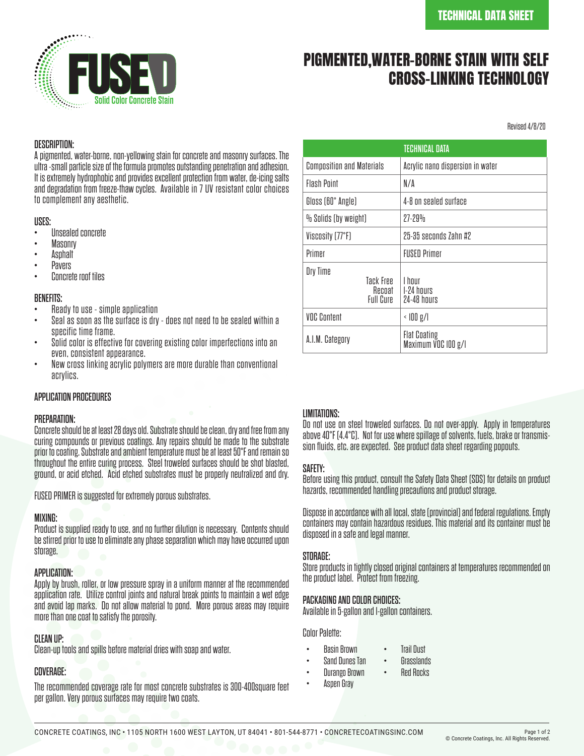TECHNICAL DATA SHEET

FUSED
Solid Color Concrete Stain

# PIGMENTED,WATER-BORNE STAIN WITH SELF CROSS-LINKING TECHNOLOGY

Revised 4/8/20

## DESCRIPTION:

A pigmented, water-borne, non-yellowing stain for concrete and masonry surfaces. The ultra -small particle size of the formula promotes outstanding penetration and adhesion. It is extremely hydrophobic and provides excellent protection from water, de-icing salts and degradation from freeze-thaw cycles. Available in 7 UV resistant color choices to complement any aesthetic.

## USES:

- Unsealed concrete
- Masonry
- Asphalt
- Pavers
- Concrete roof tiles

## BENEFITS:

- Ready to use - simple application
- Seal as soon as the surface is dry - does not need to be sealed within a specific time frame.
- Solid color is effective for covering existing color imperfections into an even, consistent appearance.
- New cross linking acrylic polymers are more durable than conventional acrylics.

| TECHNICAL DATA | |
|---|---|
| Composition and Materials | Acrylic nano dispersion in water |
| Flash Point | N/A |
| Gloss (60° Angle) | 4-8 on sealed surface |
| % Solids (by weight) | 27-29% |
| Viscosity (77°F) | 25-35 seconds Zahn #2 |
| Primer | FUSED Primer |
| Dry Time<br>Tack Free<br>Recoat<br>Full Cure | <br>1 hour<br>1-24 hours<br>24-48 hours |
| VOC Content | < 100 g/l |
| A.I.M. Category | Flat Coating<br>Maximum VOC 100 g/l |

## APPLICATION PROCEDURES

### PREPARATION:

Concrete should be at least 28 days old. Substrate should be clean, dry and free from any curing compounds or previous coatings. Any repairs should be made to the substrate prior to coating. Substrate and ambient temperature must be at least 50°F and remain so throughout the entire curing process. Steel troweled surfaces should be shot blasted, ground, or acid etched. Acid etched substrates must be properly neutralized and dry.

FUSED PRIMER is suggested for extremely porous substrates.

### MIXING:

Product is supplied ready to use, and no further dilution is necessary. Contents should be stirred prior to use to eliminate any phase separation which may have occurred upon storage.

### APPLICATION:

Apply by brush, roller, or low pressure spray in a uniform manner at the recommended application rate. Utilize control joints and natural break points to maintain a wet edge and avoid lap marks. Do not allow material to pond. More porous areas may require more than one coat to satisfy the porosity.

### CLEAN UP:

Clean-up tools and spills before material dries with soap and water.

### COVERAGE:

The recommended coverage rate for most concrete substrates is 300-400square feet per gallon. Very porous surfaces may require two coats.

## LIMITATIONS:

Do not use on steel troweled surfaces. Do not over-apply. Apply in temperatures above 40°F (4.4°C). Not for use where spillage of solvents, fuels, brake or transmission fluids, etc. are expected. See product data sheet regarding popouts.

## SAFETY:

Before using this product, consult the Safety Data Sheet (SDS) for details on product hazards, recommended handling precautions and product storage.

Dispose in accordance with all local, state (provincial) and federal regulations. Empty containers may contain hazardous residues. This material and its container must be disposed in a safe and legal manner.

## STORAGE:

Store products in tightly closed original containers at temperatures recommended on the product label. Protect from freezing.

## PACKAGING AND COLOR CHOICES:

Available in 5-gallon and 1-gallon containers.

Color Palette:

- Basin Brown
- Sand Dunes Tan
- Durango Brown
- Aspen Gray
- Trail Dust
- Grasslands
- Red Rocks

CONCRETE COATINGS, INC • 1105 NORTH 1600 WEST LAYTON, UT 84041 • 801-544-8771 • CONCRETECOATINGSINC.COM

© Concrete Coatings, Inc. All Rights Reserved.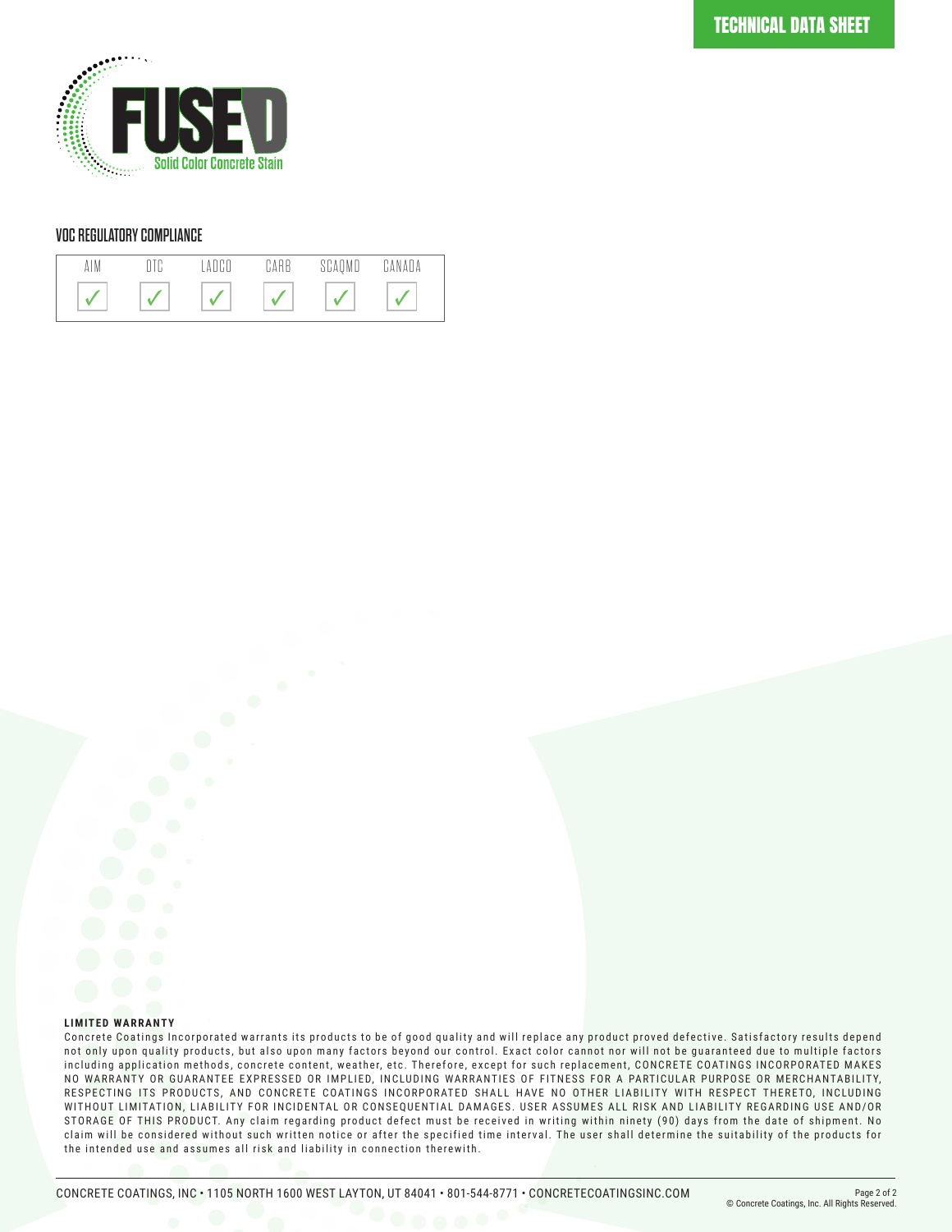TECHNICAL DATA SHEET

FUSED
Solid Color Concrete Stain

## VOC REGULATORY COMPLIANCE

| AIM | OTC | LADCO | CARB | SCAQMD | CANADA |
|---|---|---|---|---|---|
| ✓ | ✓ | ✓ | ✓ | ✓ | ✓ |

**LIMITED WARRANTY**

Concrete Coatings Incorporated warrants its products to be of good quality and will replace any product proved defective. Satisfactory results depend not only upon quality products, but also upon many factors beyond our control. Exact color cannot nor will not be guaranteed due to multiple factors including application methods, concrete content, weather, etc. Therefore, except for such replacement, CONCRETE COATINGS INCORPORATED MAKES NO WARRANTY OR GUARANTEE EXPRESSED OR IMPLIED, INCLUDING WARRANTIES OF FITNESS FOR A PARTICULAR PURPOSE OR MERCHANTABILITY, RESPECTING ITS PRODUCTS, AND CONCRETE COATINGS INCORPORATED SHALL HAVE NO OTHER LIABILITY WITH RESPECT THERETO, INCLUDING WITHOUT LIMITATION, LIABILITY FOR INCIDENTAL OR CONSEQUENTIAL DAMAGES. USER ASSUMES ALL RISK AND LIABILITY REGARDING USE AND/OR STORAGE OF THIS PRODUCT. Any claim regarding product defect must be received in writing within ninety (90) days from the date of shipment. No claim will be considered without such written notice or after the specified time interval. The user shall determine the suitability of the products for the intended use and assumes all risk and liability in connection therewith.

CONCRETE COATINGS, INC • 1105 NORTH 1600 WEST LAYTON, UT 84041 • 801-544-8771 • CONCRETECOATINGSINC.COM

© Concrete Coatings, Inc. All Rights Reserved.